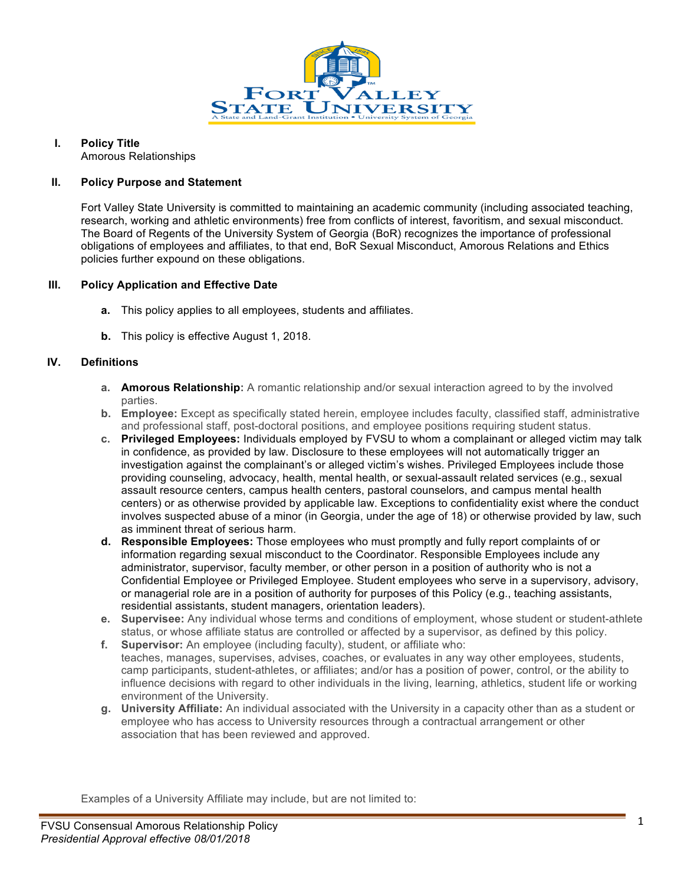## I. Policy Title

Amorous Relationships

## II. Policy Purpose and Statement

Fort Valley State University is committed to maintaining an academic community (including associated teaching, research, working and athletic environments) free from conflicts of interest, favoritism, and sexual misconduct. The Board of Regents of the University System of Georgia (BoR) recognizes the importance of professional obligations of employees and affiliates, to that end, BoR Sexual Misconduct, Amorous Relations and Ethics policies further expound on these obligations.

## III. Policy Application and Effective Date

**a.** This policy applies to all employees, students and affiliates.

**b.** This policy is effective August 1, 2018.

## IV. Definitions

**a. Amorous Relationship:** A romantic relationship and/or sexual interaction agreed to by the involved parties.

**b. Employee:** Except as specifically stated herein, employee includes faculty, classified staff, administrative and professional staff, post-doctoral positions, and employee positions requiring student status.

**c. Privileged Employees:** Individuals employed by FVSU to whom a complainant or alleged victim may talk in confidence, as provided by law. Disclosure to these employees will not automatically trigger an investigation against the complainant's or alleged victim's wishes. Privileged Employees include those providing counseling, advocacy, health, mental health, or sexual-assault related services (e.g., sexual assault resource centers, campus health centers, pastoral counselors, and campus mental health centers) or as otherwise provided by applicable law. Exceptions to confidentiality exist where the conduct involves suspected abuse of a minor (in Georgia, under the age of 18) or otherwise provided by law, such as imminent threat of serious harm.

**d. Responsible Employees:** Those employees who must promptly and fully report complaints of or information regarding sexual misconduct to the Coordinator. Responsible Employees include any administrator, supervisor, faculty member, or other person in a position of authority who is not a Confidential Employee or Privileged Employee. Student employees who serve in a supervisory, advisory, or managerial role are in a position of authority for purposes of this Policy (e.g., teaching assistants, residential assistants, student managers, orientation leaders).

**e. Supervisee:** Any individual whose terms and conditions of employment, whose student or student-athlete status, or whose affiliate status are controlled or affected by a supervisor, as defined by this policy.

**f. Supervisor:** An employee (including faculty), student, or affiliate who:
teaches, manages, supervises, advises, coaches, or evaluates in any way other employees, students, camp participants, student-athletes, or affiliates; and/or has a position of power, control, or the ability to influence decisions with regard to other individuals in the living, learning, athletics, student life or working environment of the University.

**g. University Affiliate:** An individual associated with the University in a capacity other than as a student or employee who has access to University resources through a contractual arrangement or other association that has been reviewed and approved.

Examples of a University Affiliate may include, but are not limited to: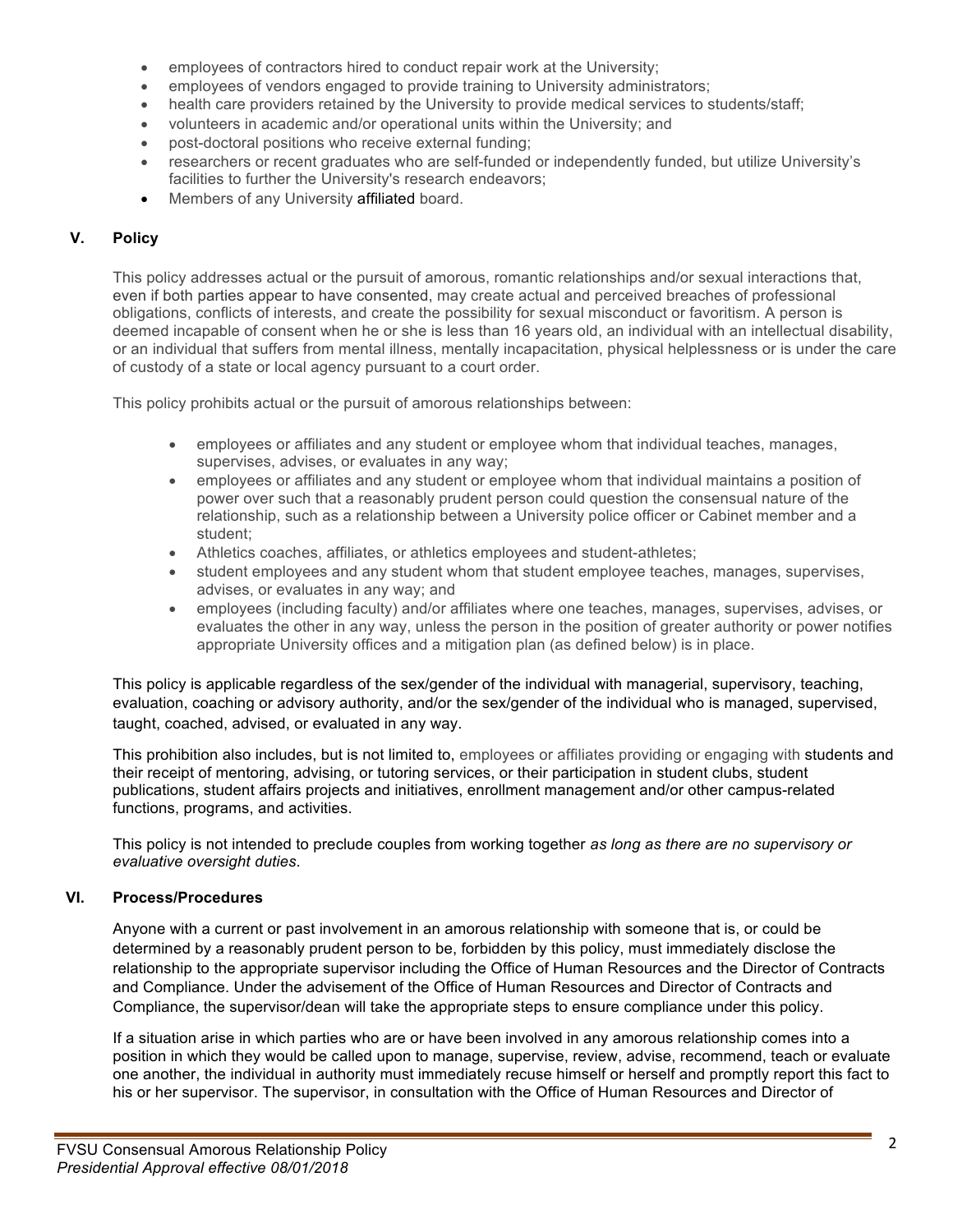- employees of contractors hired to conduct repair work at the University;
- employees of vendors engaged to provide training to University administrators;
- health care providers retained by the University to provide medical services to students/staff;
- volunteers in academic and/or operational units within the University; and
- post-doctoral positions who receive external funding;
- researchers or recent graduates who are self-funded or independently funded, but utilize University's facilities to further the University's research endeavors;
- Members of any University affiliated board.

## V. Policy

This policy addresses actual or the pursuit of amorous, romantic relationships and/or sexual interactions that, even if both parties appear to have consented, may create actual and perceived breaches of professional obligations, conflicts of interests, and create the possibility for sexual misconduct or favoritism. A person is deemed incapable of consent when he or she is less than 16 years old, an individual with an intellectual disability, or an individual that suffers from mental illness, mentally incapacitation, physical helplessness or is under the care of custody of a state or local agency pursuant to a court order.

This policy prohibits actual or the pursuit of amorous relationships between:

- employees or affiliates and any student or employee whom that individual teaches, manages, supervises, advises, or evaluates in any way;
- employees or affiliates and any student or employee whom that individual maintains a position of power over such that a reasonably prudent person could question the consensual nature of the relationship, such as a relationship between a University police officer or Cabinet member and a student;
- Athletics coaches, affiliates, or athletics employees and student-athletes;
- student employees and any student whom that student employee teaches, manages, supervises, advises, or evaluates in any way; and
- employees (including faculty) and/or affiliates where one teaches, manages, supervises, advises, or evaluates the other in any way, unless the person in the position of greater authority or power notifies appropriate University offices and a mitigation plan (as defined below) is in place.

This policy is applicable regardless of the sex/gender of the individual with managerial, supervisory, teaching, evaluation, coaching or advisory authority, and/or the sex/gender of the individual who is managed, supervised, taught, coached, advised, or evaluated in any way.

This prohibition also includes, but is not limited to, employees or affiliates providing or engaging with students and their receipt of mentoring, advising, or tutoring services, or their participation in student clubs, student publications, student affairs projects and initiatives, enrollment management and/or other campus-related functions, programs, and activities.

This policy is not intended to preclude couples from working together *as long as there are no supervisory or evaluative oversight duties*.

## VI. Process/Procedures

Anyone with a current or past involvement in an amorous relationship with someone that is, or could be determined by a reasonably prudent person to be, forbidden by this policy, must immediately disclose the relationship to the appropriate supervisor including the Office of Human Resources and the Director of Contracts and Compliance. Under the advisement of the Office of Human Resources and Director of Contracts and Compliance, the supervisor/dean will take the appropriate steps to ensure compliance under this policy.

If a situation arise in which parties who are or have been involved in any amorous relationship comes into a position in which they would be called upon to manage, supervise, review, advise, recommend, teach or evaluate one another, the individual in authority must immediately recuse himself or herself and promptly report this fact to his or her supervisor. The supervisor, in consultation with the Office of Human Resources and Director of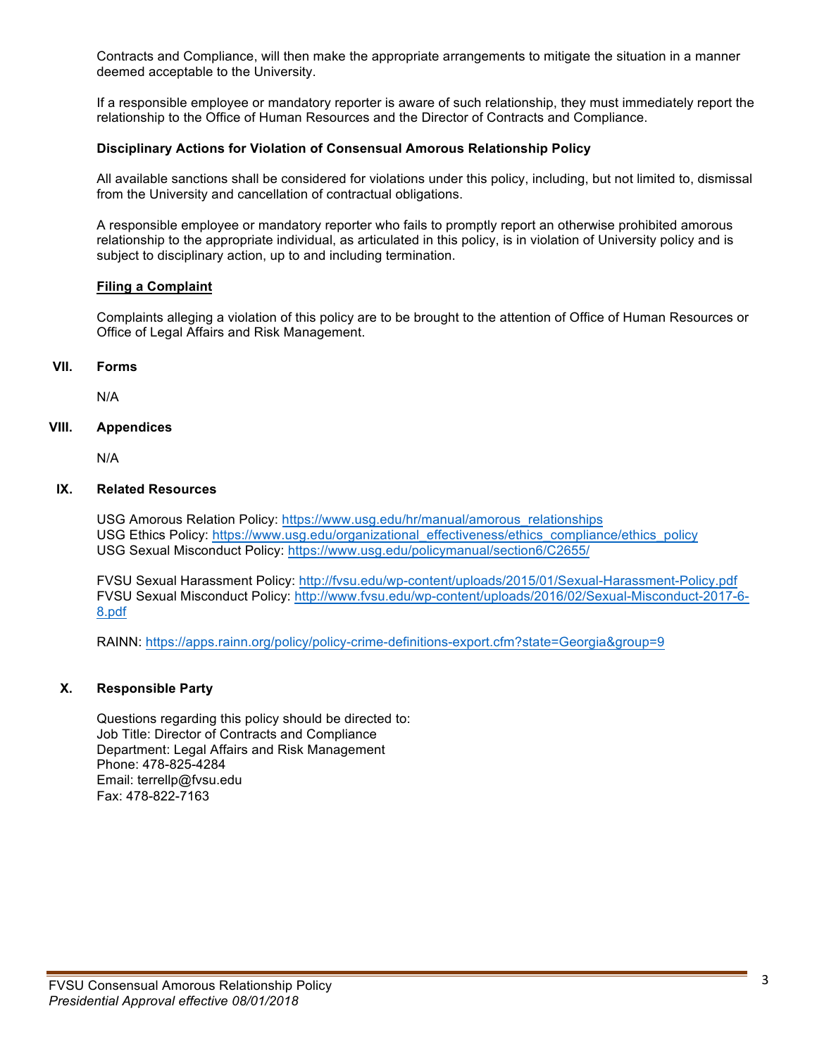Contracts and Compliance, will then make the appropriate arrangements to mitigate the situation in a manner deemed acceptable to the University.

If a responsible employee or mandatory reporter is aware of such relationship, they must immediately report the relationship to the Office of Human Resources and the Director of Contracts and Compliance.

**Disciplinary Actions for Violation of Consensual Amorous Relationship Policy**

All available sanctions shall be considered for violations under this policy, including, but not limited to, dismissal from the University and cancellation of contractual obligations.

A responsible employee or mandatory reporter who fails to promptly report an otherwise prohibited amorous relationship to the appropriate individual, as articulated in this policy, is in violation of University policy and is subject to disciplinary action, up to and including termination.

**Filing a Complaint**

Complaints alleging a violation of this policy are to be brought to the attention of Office of Human Resources or Office of Legal Affairs and Risk Management.

## VII. Forms

N/A

## VIII. Appendices

N/A

## IX. Related Resources

USG Amorous Relation Policy: https://www.usg.edu/hr/manual/amorous_relationships
USG Ethics Policy: https://www.usg.edu/organizational_effectiveness/ethics_compliance/ethics_policy
USG Sexual Misconduct Policy: https://www.usg.edu/policymanual/section6/C2655/

FVSU Sexual Harassment Policy: http://fvsu.edu/wp-content/uploads/2015/01/Sexual-Harassment-Policy.pdf
FVSU Sexual Misconduct Policy: http://www.fvsu.edu/wp-content/uploads/2016/02/Sexual-Misconduct-2017-6-8.pdf

RAINN: https://apps.rainn.org/policy/policy-crime-definitions-export.cfm?state=Georgia&group=9

## X. Responsible Party

Questions regarding this policy should be directed to:
Job Title: Director of Contracts and Compliance
Department: Legal Affairs and Risk Management
Phone: 478-825-4284
Email: terrellp@fvsu.edu
Fax: 478-822-7163